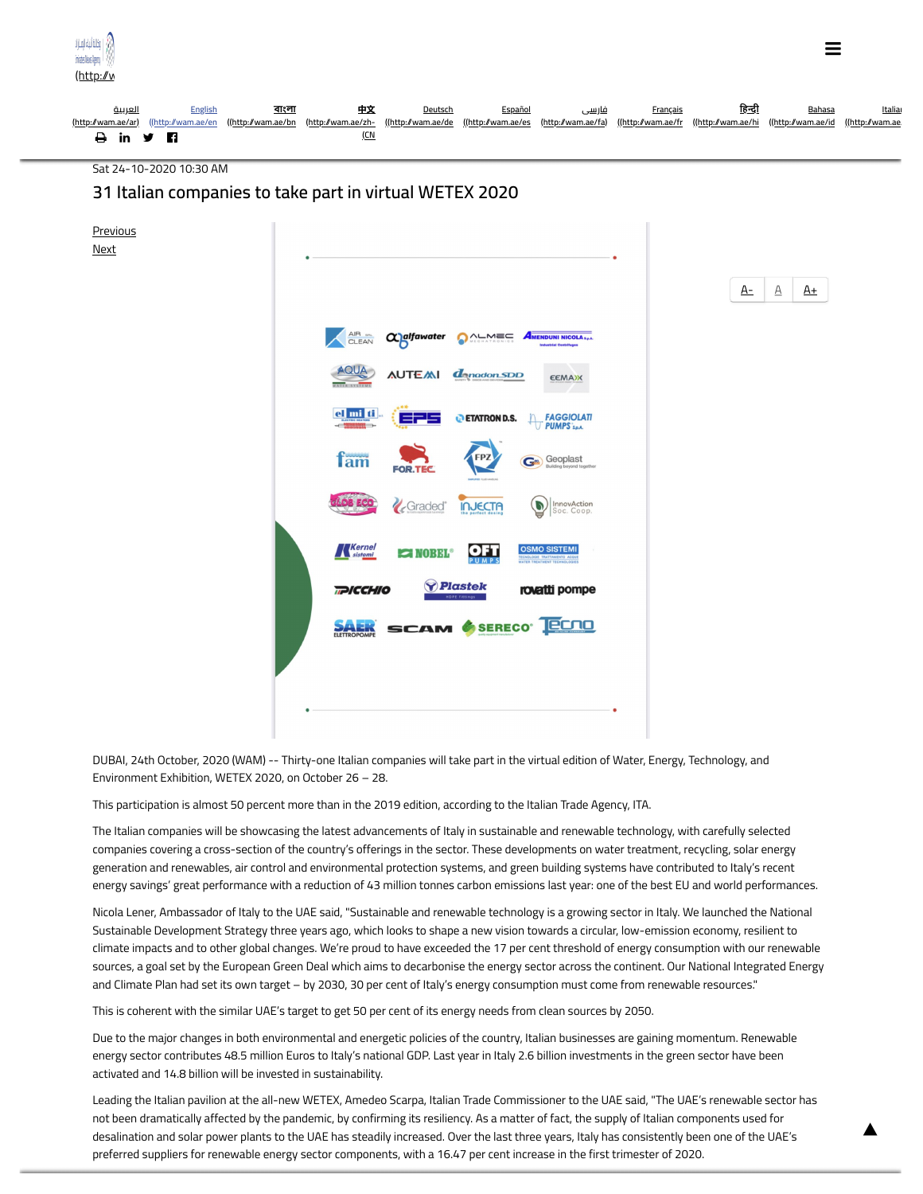Sat 24-10-2020 10:30 AM

# 31 Italian companies to take part in virtual WETEX 2020

DUBAI, 24th October, 2020 (WAM) -- Thirty-one Italian companies will take part in the virtual edition of Water, Energy, Technology, and Environment Exhibition, WETEX 2020, on October 26 – 28.

This participation is almost 50 percent more than in the 2019 edition, according to the Italian Trade Agency, ITA.

The Italian companies will be showcasing the latest advancements of Italy in sustainable and renewable technology, with carefully selected companies covering a cross-section of the country's offerings in the sector. These developments on water treatment, recycling, solar energy generation and renewables, air control and environmental protection systems, and green building systems have contributed to Italy's recent energy savings' great performance with a reduction of 43 million tonnes carbon emissions last year: one of the best EU and world performances.

Nicola Lener, Ambassador of Italy to the UAE said, "Sustainable and renewable technology is a growing sector in Italy. We launched the National Sustainable Development Strategy three years ago, which looks to shape a new vision towards a circular, low-emission economy, resilient to climate impacts and to other global changes. We're proud to have exceeded the 17 per cent threshold of energy consumption with our renewable sources, a goal set by the European Green Deal which aims to decarbonise the energy sector across the continent. Our National Integrated Energy and Climate Plan had set its own target – by 2030, 30 per cent of Italy's energy consumption must come from renewable resources."

This is coherent with the similar UAE's target to get 50 per cent of its energy needs from clean sources by 2050.

Due to the major changes in both environmental and energetic policies of the country, Italian businesses are gaining momentum. Renewable energy sector contributes 48.5 million Euros to Italy's national GDP. Last year in Italy 2.6 billion investments in the green sector have been activated and 14.8 billion will be invested in sustainability.

Leading the Italian pavilion at the all-new WETEX, Amedeo Scarpa, Italian Trade Commissioner to the UAE said, "The UAE's renewable sector has not been dramatically affected by the pandemic, by confirming its resiliency. As a matter of fact, the supply of Italian components used for desalination and solar power plants to the UAE has steadily increased. Over the last three years, Italy has consistently been one of the UAE's preferred suppliers for renewable energy sector components, with a 16.47 per cent increase in the first trimester of 2020.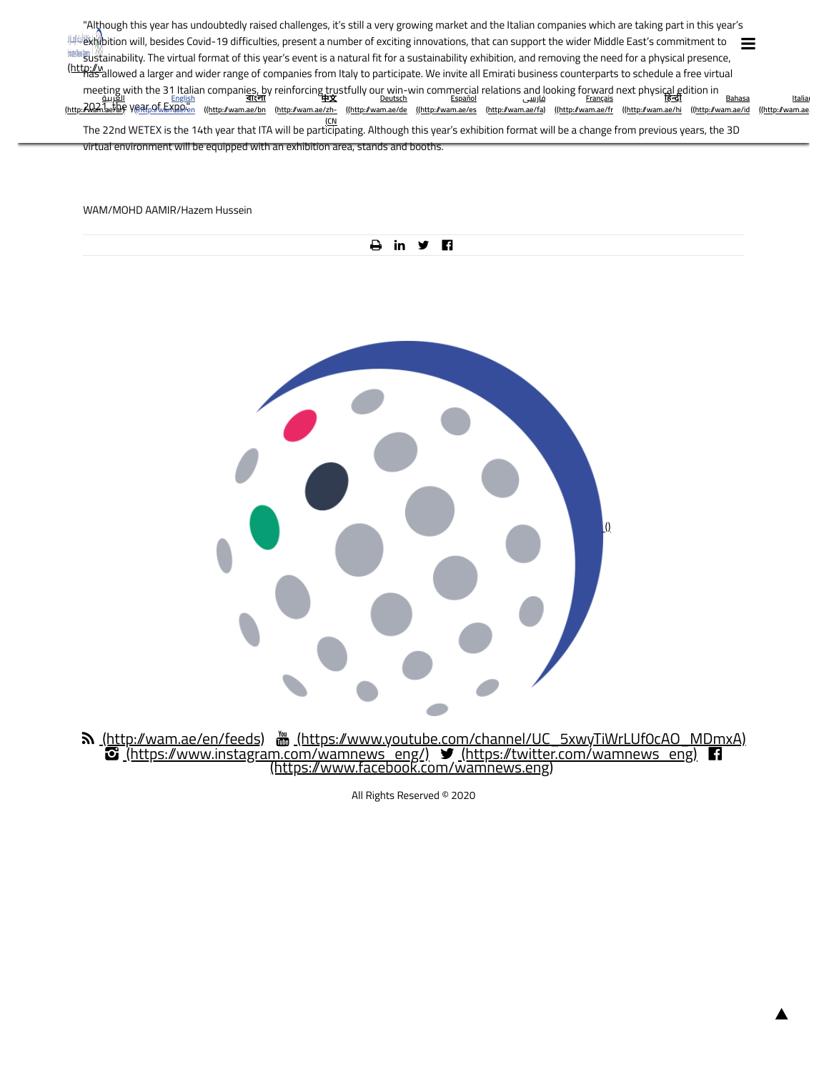"Although this year has undoubtedly raised challenges, it's still a very growing market and the Italian companies which are taking part in this year's exhibition will, besides Covid-19 difficulties, present a number of exciting innovations, that can support the wider Middle East's commitment to sustainability. The virtual format of this year's event is a natural fit for a sustainability exhibition, and removing the need for a physical presence, has allowed a larger and wider range of companies from Italy to participate. We invite all Emirati business counterparts to schedule a free virtual meeting with the 31 Italian companies, by reinforcing trustfully our win-win commercial relations and looking forward next physical edition in 2021, the year of Expo."

The 22nd WETEX is the 14th year that ITA will be participating. Although this year's exhibition format will be a change from previous years, the 3D virtual environment will be equipped with an exhibition area, stands and booths.

WAM/MOHD AAMIR/Hazem Hussein

(http://wam.ae/en/feeds) (https://www.youtube.com/channel/UC_5xwyTiWrLUf0cAO_MDmxA) (https://www.instagram.com/wamnews_eng/) (https://twitter.com/wamnews_eng) (https://www.facebook.com/wamnews.eng)

All Rights Reserved © 2020